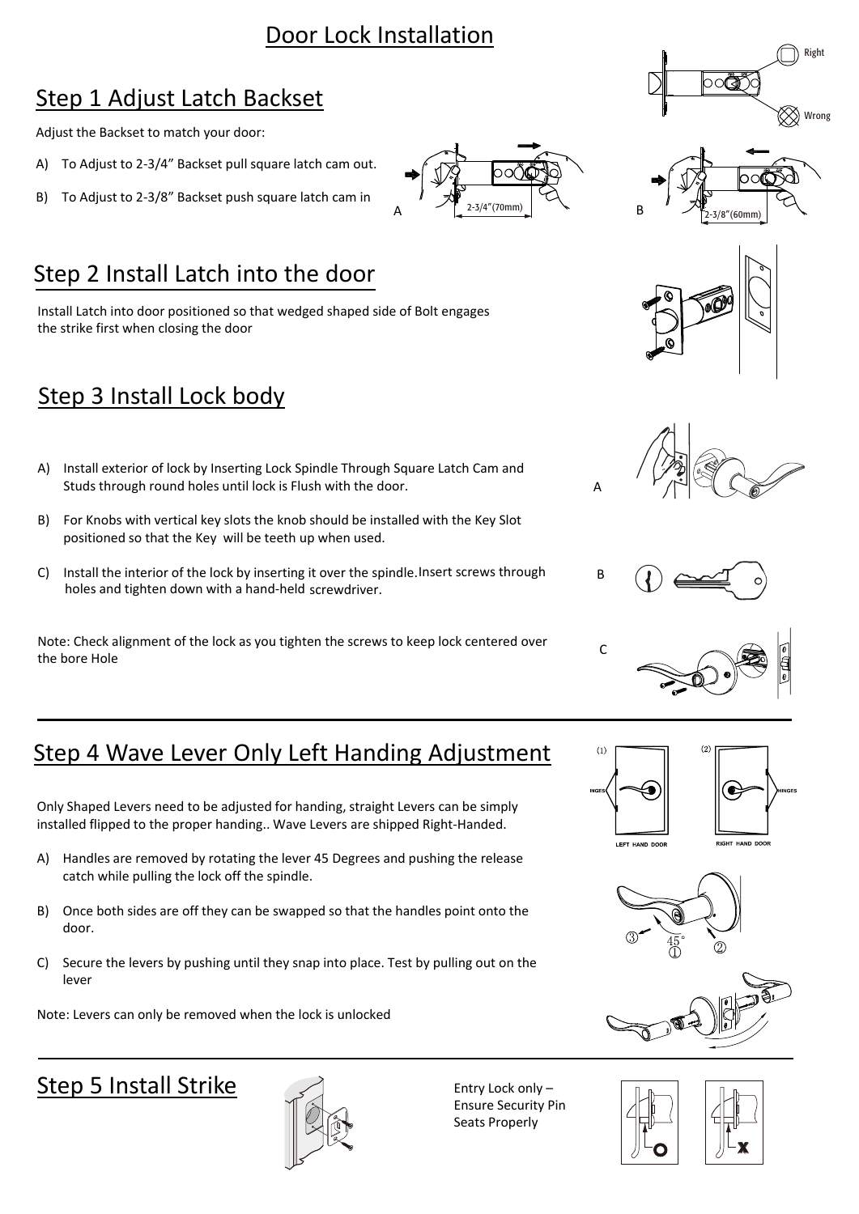# Door Lock Installation

## Step 1 Adjust Latch Backset

Adjust the Backset to match your door:

A) To Adjust to 2-3/4" Backset pull square latch cam out.

B) To Adjust to 2-3/8" Backset push square latch cam in

A 2-3/4"(70mm)

B 2-3/8"(60mm)

Right

Wrong

## Step 2 Install Latch into the door

Install Latch into door positioned so that wedged shaped side of Bolt engages the strike first when closing the door

## Step 3 Install Lock body

A) Install exterior of lock by Inserting Lock Spindle Through Square Latch Cam and Studs through round holes until lock is Flush with the door.

B) For Knobs with vertical key slots the knob should be installed with the Key Slot positioned so that the Key will be teeth up when used.

C) Install the interior of the lock by inserting it over the spindle.Insert screws through holes and tighten down with a hand-held screwdriver.

Note: Check alignment of the lock as you tighten the screws to keep lock centered over the bore Hole

A

B

C

## Step 4 Wave Lever Only Left Handing Adjustment

Only Shaped Levers need to be adjusted for handing, straight Levers can be simply installed flipped to the proper handing.. Wave Levers are shipped Right-Handed.

A) Handles are removed by rotating the lever 45 Degrees and pushing the release catch while pulling the lock off the spindle.

B) Once both sides are off they can be swapped so that the handles point onto the door.

C) Secure the levers by pushing until they snap into place. Test by pulling out on the lever

Note: Levers can only be removed when the lock is unlocked

(1) LEFT HAND DOOR

(2) RIGHT HAND DOOR

HINGES

45°

## Step 5 Install Strike

Entry Lock only – Ensure Security Pin Seats Properly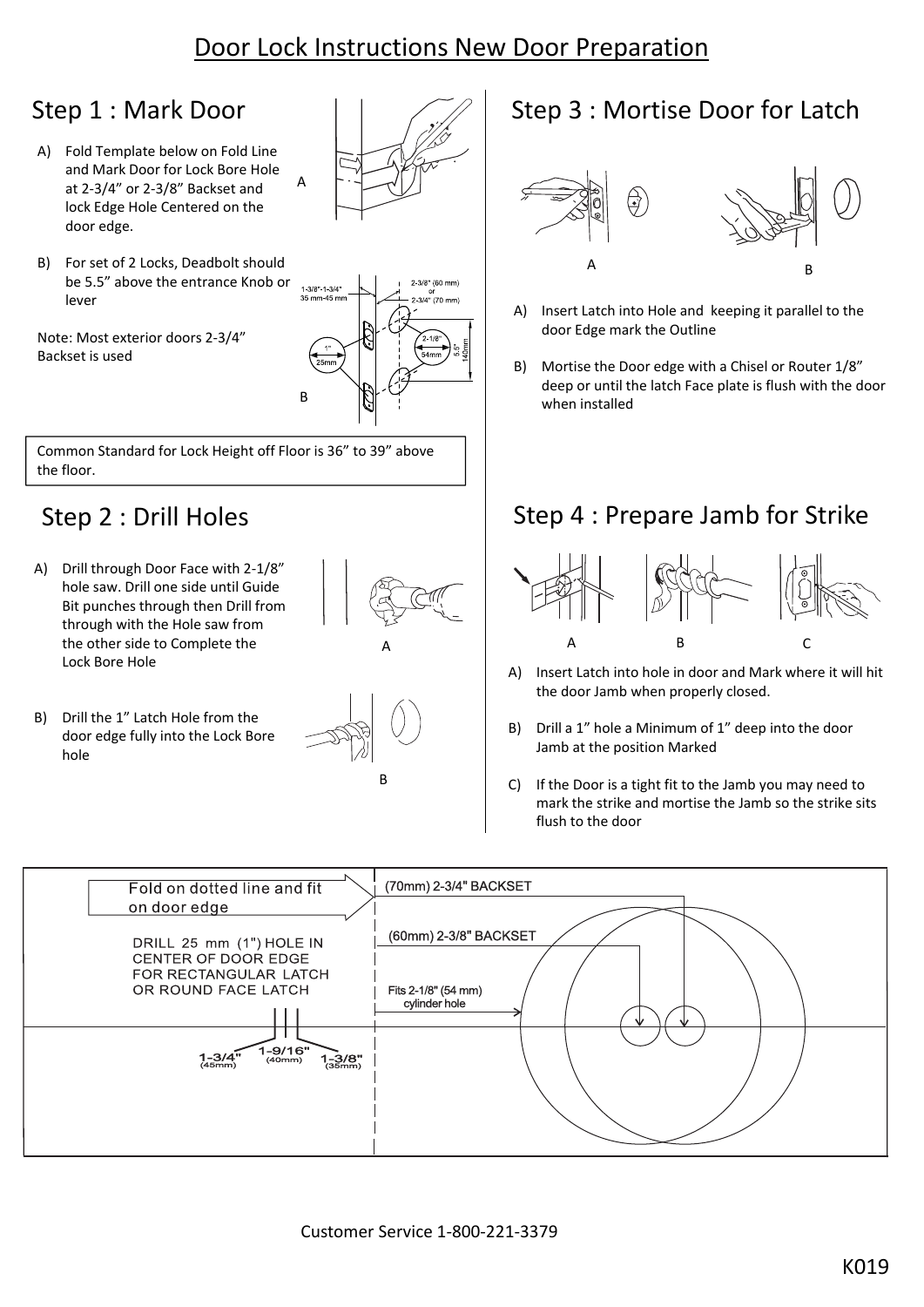# Door Lock Instructions New Door Preparation

## Step 1 : Mark Door

A) Fold Template below on Fold Line and Mark Door for Lock Bore Hole at 2-3/4" or 2-3/8" Backset and lock Edge Hole Centered on the door edge.

B) For set of 2 Locks, Deadbolt should be 5.5" above the entrance Knob or lever

Note: Most exterior doors 2-3/4" Backset is used

A

1-3/8"-1-3/4"
35 mm-45 mm

2-3/8" (60 mm)
or
2-3/4" (70 mm)

1"
25mm

2-1/8"
54mm

5.5"
140mm

B

Common Standard for Lock Height off Floor is 36" to 39" above the floor.

## Step 2 : Drill Holes

A) Drill through Door Face with 2-1/8" hole saw. Drill one side until Guide Bit punches through then Drill from through with the Hole saw from the other side to Complete the Lock Bore Hole

A

B) Drill the 1" Latch Hole from the door edge fully into the Lock Bore hole

B

## Step 3 : Mortise Door for Latch

A B

A) Insert Latch into Hole and keeping it parallel to the door Edge mark the Outline

B) Mortise the Door edge with a Chisel or Router 1/8" deep or until the latch Face plate is flush with the door when installed

## Step 4 : Prepare Jamb for Strike

A B C

A) Insert Latch into hole in door and Mark where it will hit the door Jamb when properly closed.

B) Drill a 1" hole a Minimum of 1" deep into the door Jamb at the position Marked

C) If the Door is a tight fit to the Jamb you may need to mark the strike and mortise the Jamb so the strike sits flush to the door

Fold on dotted line and fit on door edge

DRILL 25 mm (1") HOLE IN CENTER OF DOOR EDGE FOR RECTANGULAR LATCH OR ROUND FACE LATCH

1-3/4" (45mm)
1-9/16" (40mm)
1-3/8" (35mm)

(70mm) 2-3/4" BACKSET

(60mm) 2-3/8" BACKSET

Fits 2-1/8" (54 mm) cylinder hole

Customer Service 1-800-221-3379

K019